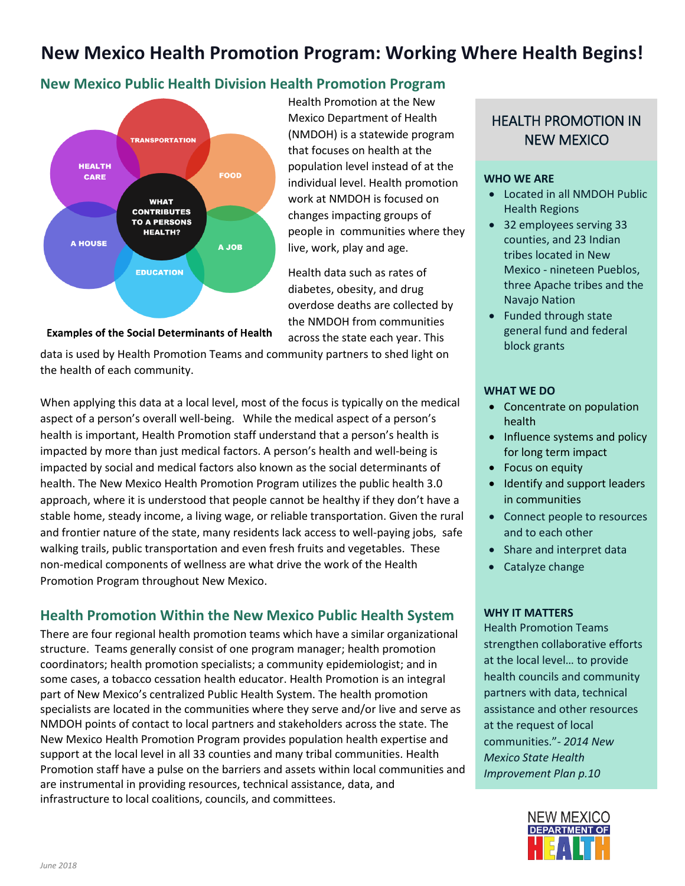# New Mexico Health Promotion Program: Working Where Health Begins!

## New Mexico Public Health Division Health Promotion Program

TRANSPORTATION
HEALTH CARE
FOOD
WHAT CONTRIBUTES TO A PERSONS HEALTH?
A HOUSE
A JOB
EDUCATION

**Examples of the Social Determinants of Health**

Health Promotion at the New Mexico Department of Health (NMDOH) is a statewide program that focuses on health at the population level instead of at the individual level. Health promotion work at NMDOH is focused on changes impacting groups of people in communities where they live, work, play and age.

Health data such as rates of diabetes, obesity, and drug overdose deaths are collected by the NMDOH from communities across the state each year. This data is used by Health Promotion Teams and community partners to shed light on the health of each community.

When applying this data at a local level, most of the focus is typically on the medical aspect of a person's overall well-being. While the medical aspect of a person's health is important, Health Promotion staff understand that a person's health is impacted by more than just medical factors. A person's health and well-being is impacted by social and medical factors also known as the social determinants of health. The New Mexico Health Promotion Program utilizes the public health 3.0 approach, where it is understood that people cannot be healthy if they don't have a stable home, steady income, a living wage, or reliable transportation. Given the rural and frontier nature of the state, many residents lack access to well-paying jobs, safe walking trails, public transportation and even fresh fruits and vegetables. These non-medical components of wellness are what drive the work of the Health Promotion Program throughout New Mexico.

## Health Promotion Within the New Mexico Public Health System

There are four regional health promotion teams which have a similar organizational structure. Teams generally consist of one program manager; health promotion coordinators; health promotion specialists; a community epidemiologist; and in some cases, a tobacco cessation health educator. Health Promotion is an integral part of New Mexico's centralized Public Health System. The health promotion specialists are located in the communities where they serve and/or live and serve as NMDOH points of contact to local partners and stakeholders across the state. The New Mexico Health Promotion Program provides population health expertise and support at the local level in all 33 counties and many tribal communities. Health Promotion staff have a pulse on the barriers and assets within local communities and are instrumental in providing resources, technical assistance, data, and infrastructure to local coalitions, councils, and committees.

## HEALTH PROMOTION IN NEW MEXICO

### WHO WE ARE

- Located in all NMDOH Public Health Regions
- 32 employees serving 33 counties, and 23 Indian tribes located in New Mexico - nineteen Pueblos, three Apache tribes and the Navajo Nation
- Funded through state general fund and federal block grants

### WHAT WE DO

- Concentrate on population health
- Influence systems and policy for long term impact
- Focus on equity
- Identify and support leaders in communities
- Connect people to resources and to each other
- Share and interpret data
- Catalyze change

### WHY IT MATTERS

Health Promotion Teams strengthen collaborative efforts at the local level… to provide health councils and community partners with data, technical assistance and other resources at the request of local communities."- *2014 New Mexico State Health Improvement Plan p.10*

NEW MEXICO DEPARTMENT OF HEALTH

*June 2018*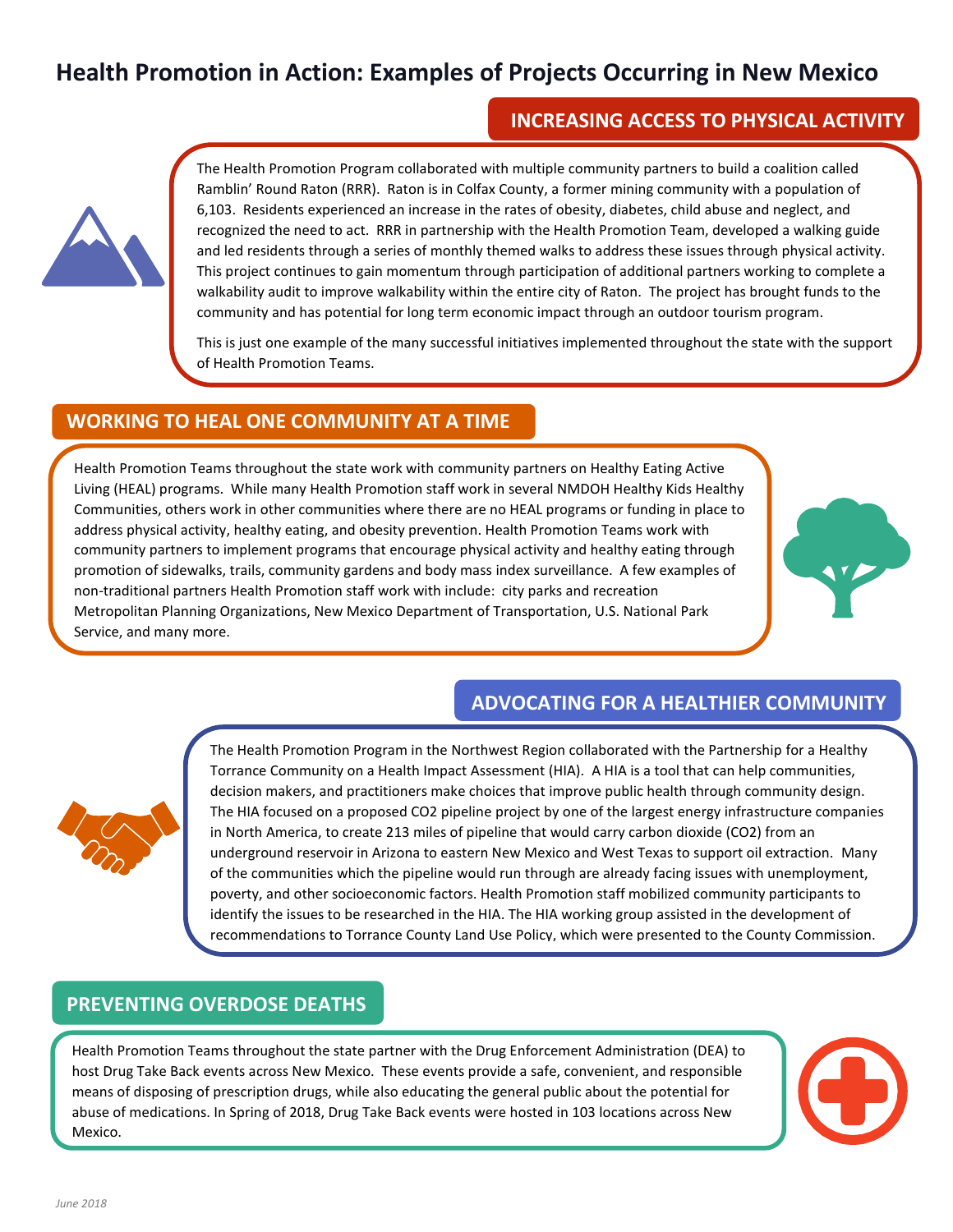# Health Promotion in Action: Examples of Projects Occurring in New Mexico

## INCREASING ACCESS TO PHYSICAL ACTIVITY

The Health Promotion Program collaborated with multiple community partners to build a coalition called Ramblin' Round Raton (RRR). Raton is in Colfax County, a former mining community with a population of 6,103. Residents experienced an increase in the rates of obesity, diabetes, child abuse and neglect, and recognized the need to act. RRR in partnership with the Health Promotion Team, developed a walking guide and led residents through a series of monthly themed walks to address these issues through physical activity. This project continues to gain momentum through participation of additional partners working to complete a walkability audit to improve walkability within the entire city of Raton. The project has brought funds to the community and has potential for long term economic impact through an outdoor tourism program.

This is just one example of the many successful initiatives implemented throughout the state with the support of Health Promotion Teams.

## WORKING TO HEAL ONE COMMUNITY AT A TIME

Health Promotion Teams throughout the state work with community partners on Healthy Eating Active Living (HEAL) programs. While many Health Promotion staff work in several NMDOH Healthy Kids Healthy Communities, others work in other communities where there are no HEAL programs or funding in place to address physical activity, healthy eating, and obesity prevention. Health Promotion Teams work with community partners to implement programs that encourage physical activity and healthy eating through promotion of sidewalks, trails, community gardens and body mass index surveillance. A few examples of non-traditional partners Health Promotion staff work with include: city parks and recreation Metropolitan Planning Organizations, New Mexico Department of Transportation, U.S. National Park Service, and many more.

## ADVOCATING FOR A HEALTHIER COMMUNITY

The Health Promotion Program in the Northwest Region collaborated with the Partnership for a Healthy Torrance Community on a Health Impact Assessment (HIA). A HIA is a tool that can help communities, decision makers, and practitioners make choices that improve public health through community design. The HIA focused on a proposed $CO_2$ pipeline project by one of the largest energy infrastructure companies in North America, to create 213 miles of pipeline that would carry carbon dioxide ($CO_2$) from an underground reservoir in Arizona to eastern New Mexico and West Texas to support oil extraction. Many of the communities which the pipeline would run through are already facing issues with unemployment, poverty, and other socioeconomic factors. Health Promotion staff mobilized community participants to identify the issues to be researched in the HIA. The HIA working group assisted in the development of recommendations to Torrance County Land Use Policy, which were presented to the County Commission.

## PREVENTING OVERDOSE DEATHS

Health Promotion Teams throughout the state partner with the Drug Enforcement Administration (DEA) to host Drug Take Back events across New Mexico. These events provide a safe, convenient, and responsible means of disposing of prescription drugs, while also educating the general public about the potential for abuse of medications. In Spring of 2018, Drug Take Back events were hosted in 103 locations across New Mexico.

*June 2018*